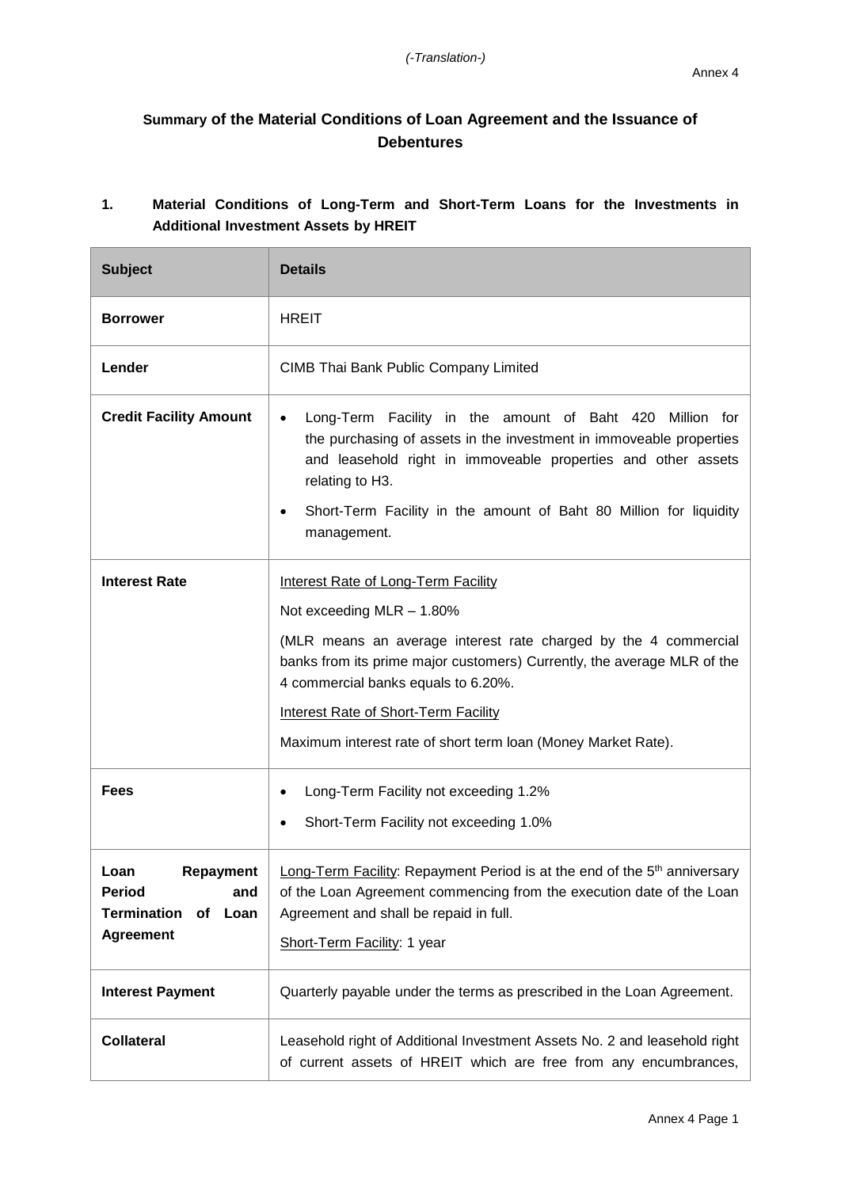*(-Translation-)*

Annex 4

# Summary of the Material Conditions of Loan Agreement and the Issuance of Debentures

## 1. Material Conditions of Long-Term and Short-Term Loans for the Investments in Additional Investment Assets by HREIT

| Subject | Details |
|---|---|
| **Borrower** | HREIT |
| **Lender** | CIMB Thai Bank Public Company Limited |
| **Credit Facility Amount** | • Long-Term Facility in the amount of Baht 420 Million for the purchasing of assets in the investment in immoveable properties and leasehold right in immoveable properties and other assets relating to H3.<br>• Short-Term Facility in the amount of Baht 80 Million for liquidity management. |
| **Interest Rate** | Interest Rate of Long-Term Facility<br>Not exceeding MLR – 1.80%<br>(MLR means an average interest rate charged by the 4 commercial banks from its prime major customers) Currently, the average MLR of the 4 commercial banks equals to 6.20%.<br>Interest Rate of Short-Term Facility<br>Maximum interest rate of short term loan (Money Market Rate). |
| **Fees** | • Long-Term Facility not exceeding 1.2%<br>• Short-Term Facility not exceeding 1.0% |
| **Loan Repayment Period and Termination of Loan Agreement** | Long-Term Facility: Repayment Period is at the end of the 5th anniversary of the Loan Agreement commencing from the execution date of the Loan Agreement and shall be repaid in full.<br>Short-Term Facility: 1 year |
| **Interest Payment** | Quarterly payable under the terms as prescribed in the Loan Agreement. |
| **Collateral** | Leasehold right of Additional Investment Assets No. 2 and leasehold right of current assets of HREIT which are free from any encumbrances, |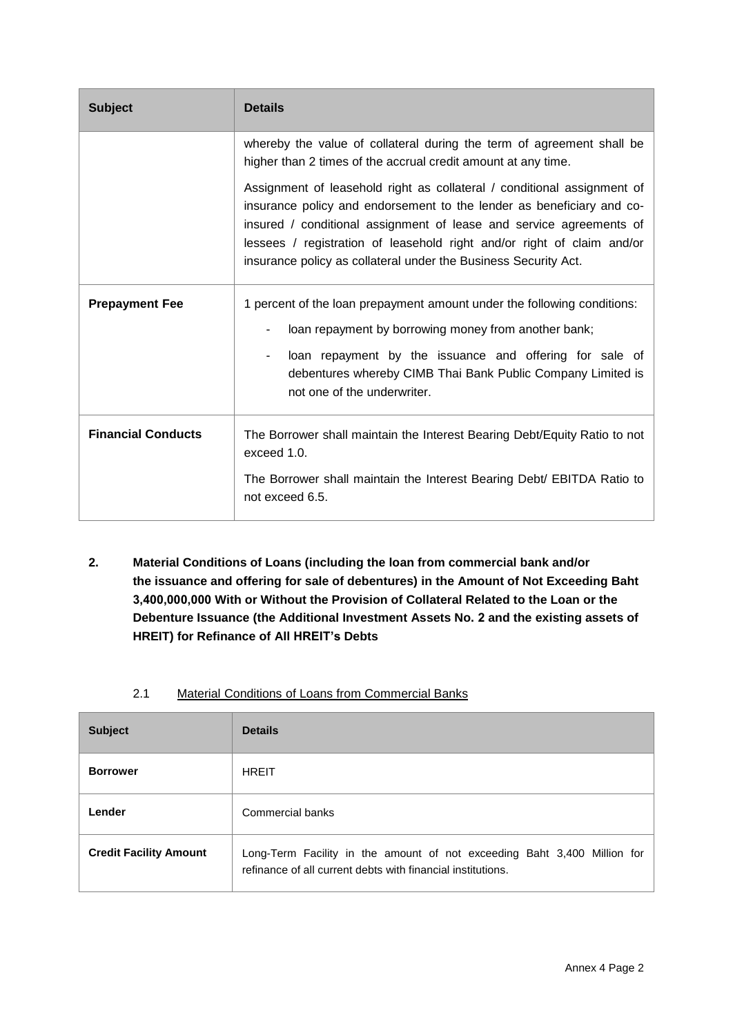| Subject | Details |
| --- | --- |
| | whereby the value of collateral during the term of agreement shall be higher than 2 times of the accrual credit amount at any time.<br><br>Assignment of leasehold right as collateral / conditional assignment of insurance policy and endorsement to the lender as beneficiary and co-insured / conditional assignment of lease and service agreements of lessees / registration of leasehold right and/or right of claim and/or insurance policy as collateral under the Business Security Act. |
| **Prepayment Fee** | 1 percent of the loan prepayment amount under the following conditions:<br>- loan repayment by borrowing money from another bank;<br>- loan repayment by the issuance and offering for sale of debentures whereby CIMB Thai Bank Public Company Limited is not one of the underwriter. |
| **Financial Conducts** | The Borrower shall maintain the Interest Bearing Debt/Equity Ratio to not exceed 1.0.<br><br>The Borrower shall maintain the Interest Bearing Debt/ EBITDA Ratio to not exceed 6.5. |

**2. Material Conditions of Loans (including the loan from commercial bank and/or the issuance and offering for sale of debentures) in the Amount of Not Exceeding Baht 3,400,000,000 With or Without the Provision of Collateral Related to the Loan or the Debenture Issuance (the Additional Investment Assets No. 2 and the existing assets of HREIT) for Refinance of All HREIT's Debts**

2.1 Material Conditions of Loans from Commercial Banks

| Subject | Details |
| --- | --- |
| **Borrower** | HREIT |
| **Lender** | Commercial banks |
| **Credit Facility Amount** | Long-Term Facility in the amount of not exceeding Baht 3,400 Million for refinance of all current debts with financial institutions. |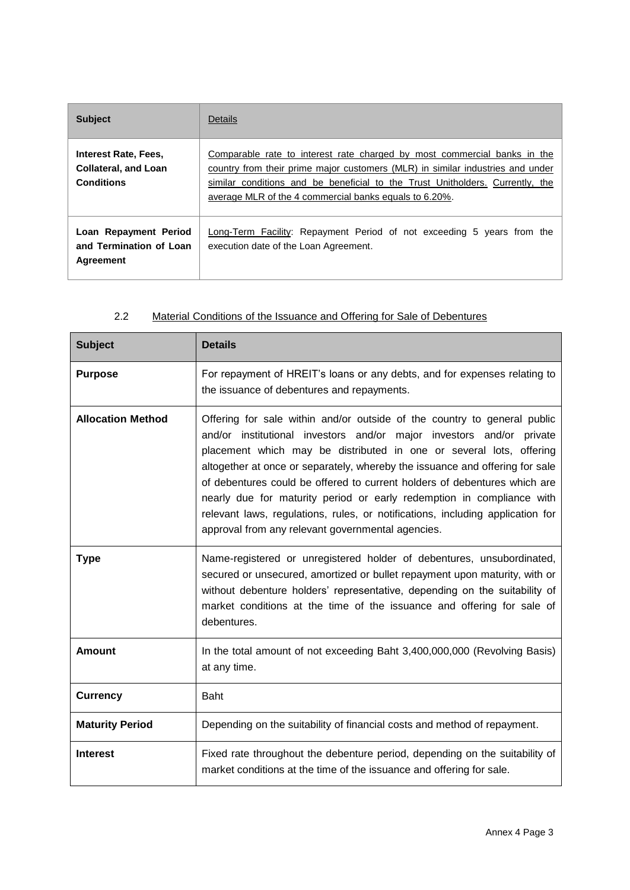| Subject | Details |
|---|---|
| **Interest Rate, Fees, Collateral, and Loan Conditions** | Comparable rate to interest rate charged by most commercial banks in the country from their prime major customers (MLR) in similar industries and under similar conditions and be beneficial to the Trust Unitholders. Currently, the average MLR of the 4 commercial banks equals to 6.20%. |
| **Loan Repayment Period and Termination of Loan Agreement** | Long-Term Facility: Repayment Period of not exceeding 5 years from the execution date of the Loan Agreement. |

2.2 Material Conditions of the Issuance and Offering for Sale of Debentures

| Subject | Details |
|---|---|
| **Purpose** | For repayment of HREIT's loans or any debts, and for expenses relating to the issuance of debentures and repayments. |
| **Allocation Method** | Offering for sale within and/or outside of the country to general public and/or institutional investors and/or major investors and/or private placement which may be distributed in one or several lots, offering altogether at once or separately, whereby the issuance and offering for sale of debentures could be offered to current holders of debentures which are nearly due for maturity period or early redemption in compliance with relevant laws, regulations, rules, or notifications, including application for approval from any relevant governmental agencies. |
| **Type** | Name-registered or unregistered holder of debentures, unsubordinated, secured or unsecured, amortized or bullet repayment upon maturity, with or without debenture holders' representative, depending on the suitability of market conditions at the time of the issuance and offering for sale of debentures. |
| **Amount** | In the total amount of not exceeding Baht 3,400,000,000 (Revolving Basis) at any time. |
| **Currency** | Baht |
| **Maturity Period** | Depending on the suitability of financial costs and method of repayment. |
| **Interest** | Fixed rate throughout the debenture period, depending on the suitability of market conditions at the time of the issuance and offering for sale. |